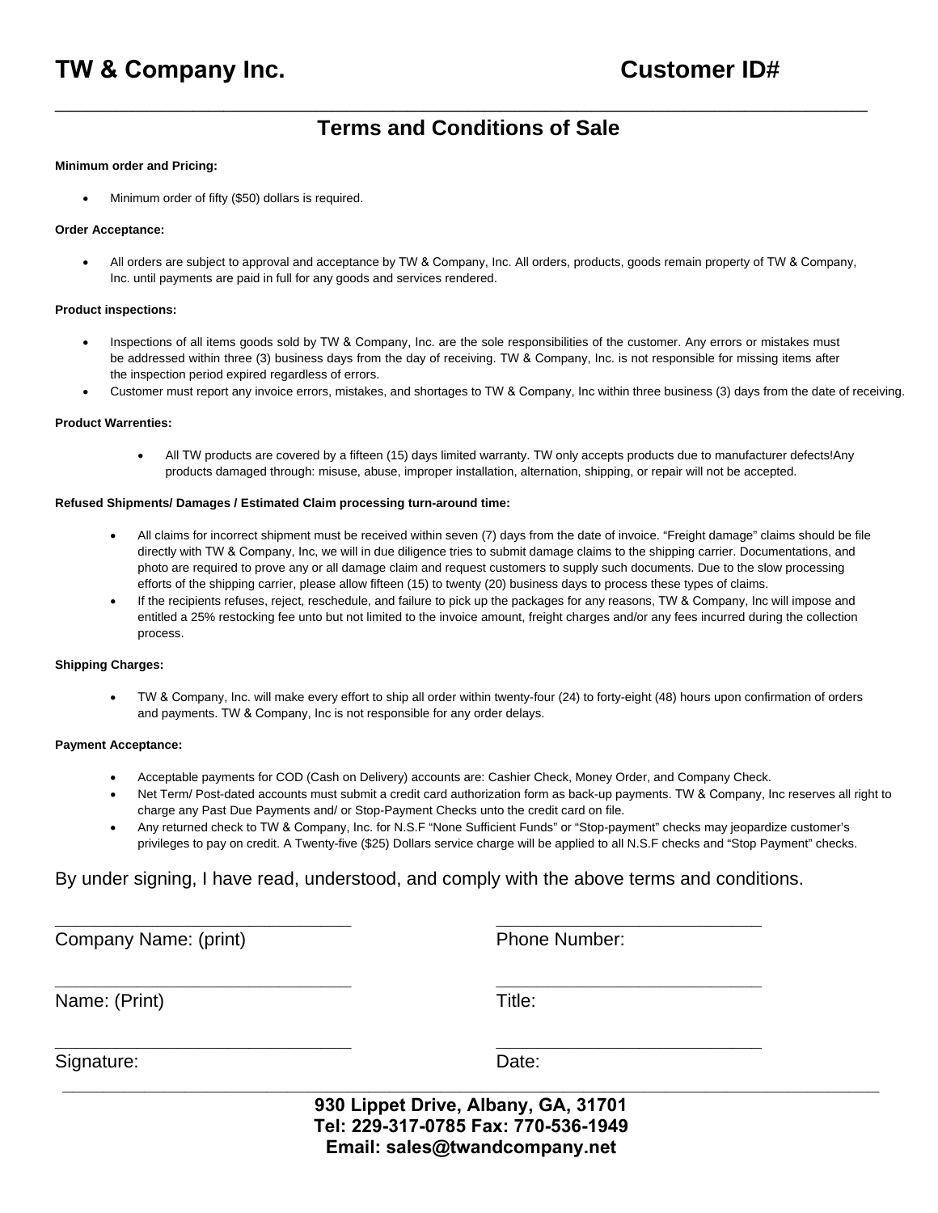# TW & Company Inc. Customer ID#

## Terms and Conditions of Sale

**Minimum order and Pricing:**

- Minimum order of fifty ($50) dollars is required.

**Order Acceptance:**

- All orders are subject to approval and acceptance by TW & Company, Inc. All orders, products, goods remain property of TW & Company, Inc. until payments are paid in full for any goods and services rendered.

**Product inspections:**

- Inspections of all items goods sold by TW & Company, Inc. are the sole responsibilities of the customer. Any errors or mistakes must be addressed within three (3) business days from the day of receiving. TW & Company, Inc. is not responsible for missing items after the inspection period expired regardless of errors.
- Customer must report any invoice errors, mistakes, and shortages to TW & Company, Inc within three business (3) days from the date of receiving.

**Product Warrenties:**

- All TW products are covered by a fifteen (15) days limited warranty. TW only accepts products due to manufacturer defects!Any products damaged through: misuse, abuse, improper installation, alternation, shipping, or repair will not be accepted.

**Refused Shipments/ Damages / Estimated Claim processing turn-around time:**

- All claims for incorrect shipment must be received within seven (7) days from the date of invoice. "Freight damage" claims should be file directly with TW & Company, Inc, we will in due diligence tries to submit damage claims to the shipping carrier. Documentations, and photo are required to prove any or all damage claim and request customers to supply such documents. Due to the slow processing efforts of the shipping carrier, please allow fifteen (15) to twenty (20) business days to process these types of claims.
- If the recipients refuses, reject, reschedule, and failure to pick up the packages for any reasons, TW & Company, Inc will impose and entitled a 25% restocking fee unto but not limited to the invoice amount, freight charges and/or any fees incurred during the collection process.

**Shipping Charges:**

- TW & Company, Inc. will make every effort to ship all order within twenty-four (24) to forty-eight (48) hours upon confirmation of orders and payments. TW & Company, Inc is not responsible for any order delays.

**Payment Acceptance:**

- Acceptable payments for COD (Cash on Delivery) accounts are: Cashier Check, Money Order, and Company Check.
- Net Term/ Post-dated accounts must submit a credit card authorization form as back-up payments. TW & Company, Inc reserves all right to charge any Past Due Payments and/ or Stop-Payment Checks unto the credit card on file.
- Any returned check to TW & Company, Inc. for N.S.F "None Sufficient Funds" or "Stop-payment" checks may jeopardize customer's privileges to pay on credit. A Twenty-five ($25) Dollars service charge will be applied to all N.S.F checks and "Stop Payment" checks.

By under signing, I have read, understood, and comply with the above terms and conditions.

______________________________ ______________________________
Company Name: (print) Phone Number:

______________________________ ______________________________
Name: (Print) Title:

______________________________ ______________________________
Signature: Date:

**930 Lippet Drive, Albany, GA, 31701**
**Tel: 229-317-0785 Fax: 770-536-1949**
**Email: sales@twandcompany.net**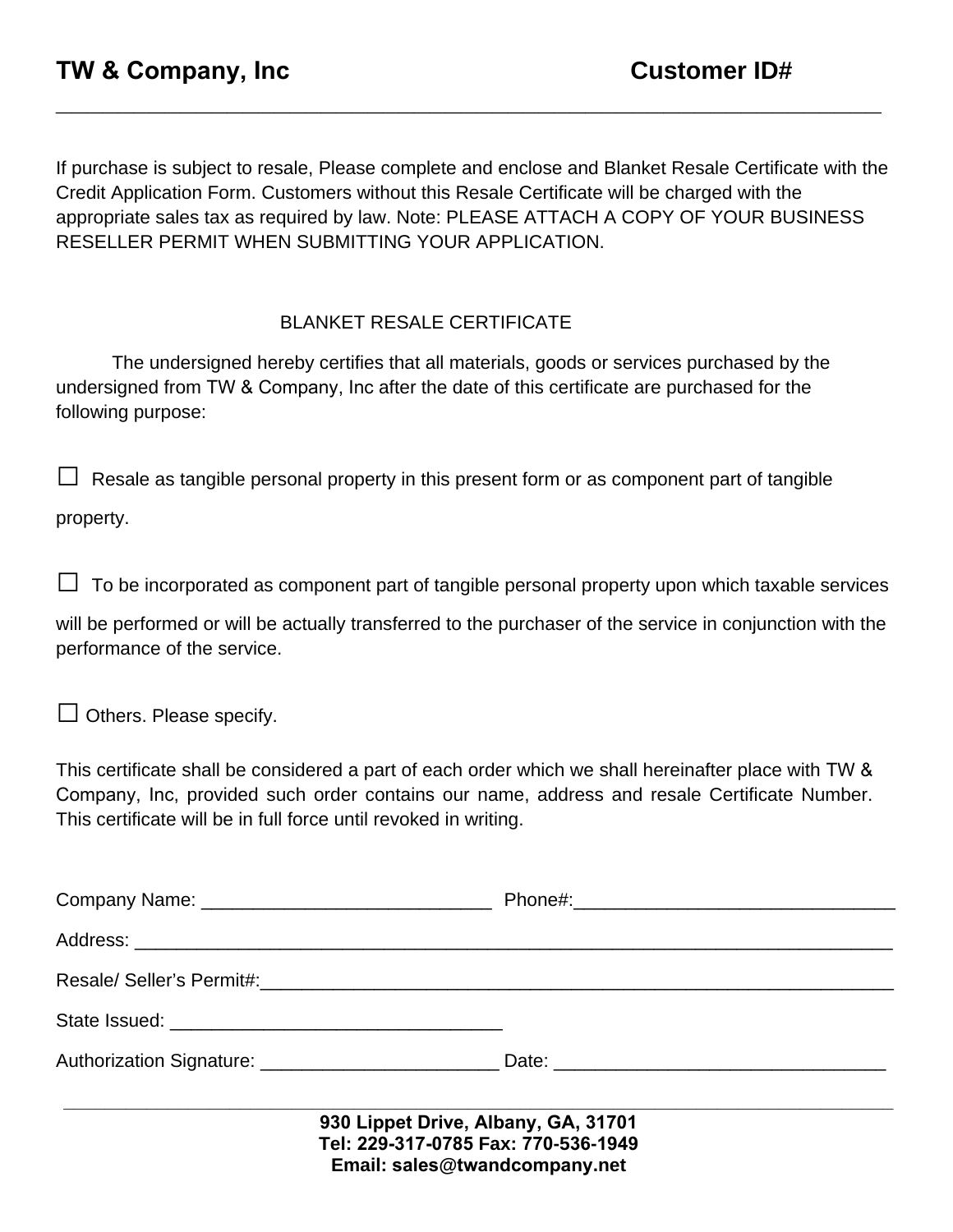**TW & Company, Inc** **Customer ID#**

---

If purchase is subject to resale, Please complete and enclose and Blanket Resale Certificate with the Credit Application Form. Customers without this Resale Certificate will be charged with the appropriate sales tax as required by law. Note: PLEASE ATTACH A COPY OF YOUR BUSINESS RESELLER PERMIT WHEN SUBMITTING YOUR APPLICATION.

## BLANKET RESALE CERTIFICATE

The undersigned hereby certifies that all materials, goods or services purchased by the undersigned from TW & Company, Inc after the date of this certificate are purchased for the following purpose:

☐ Resale as tangible personal property in this present form or as component part of tangible property.

☐ To be incorporated as component part of tangible personal property upon which taxable services will be performed or will be actually transferred to the purchaser of the service in conjunction with the performance of the service.

☐ Others. Please specify.

This certificate shall be considered a part of each order which we shall hereinafter place with TW & Company, Inc, provided such order contains our name, address and resale Certificate Number. This certificate will be in full force until revoked in writing.

Company Name: ____________________________ Phone#:_______________________________

Address: ___________________________________________________________________________

Resale/ Seller's Permit#:_____________________________________________________________

State Issued: ________________________________

Authorization Signature: _______________________ Date: ________________________________

---

**930 Lippet Drive, Albany, GA, 31701**
**Tel: 229-317-0785 Fax: 770-536-1949**
**Email: sales@twandcompany.net**